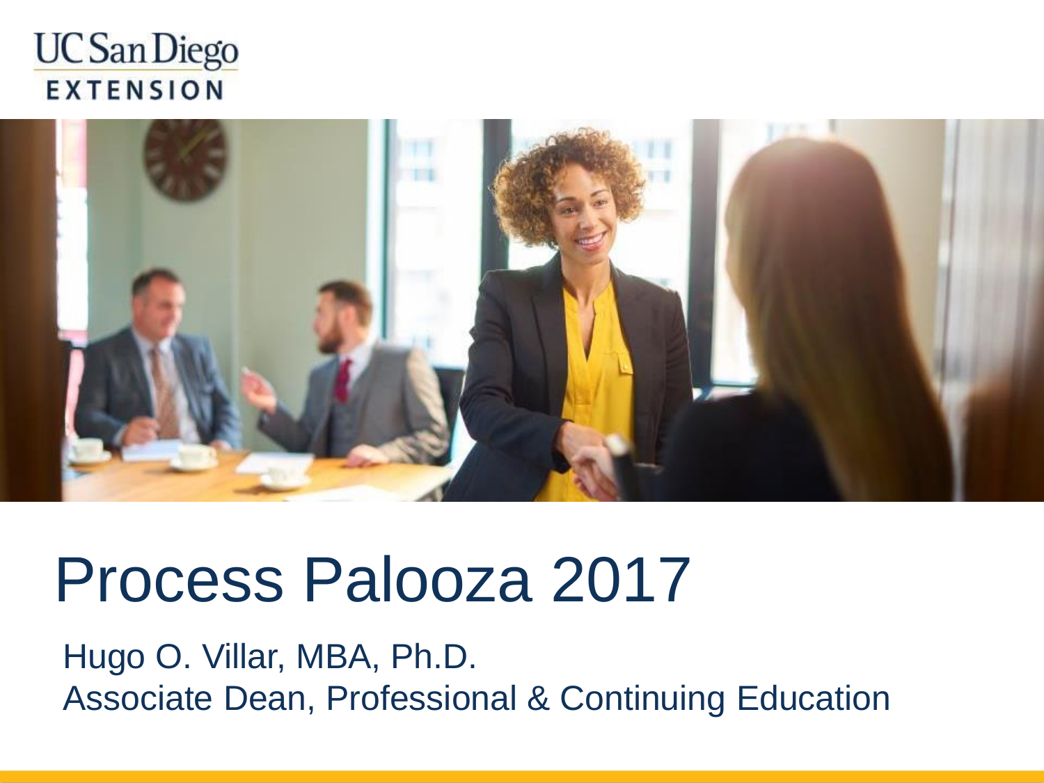UC San Diego
EXTENSION

# Process Palooza 2017

Hugo O. Villar, MBA, Ph.D.
Associate Dean, Professional & Continuing Education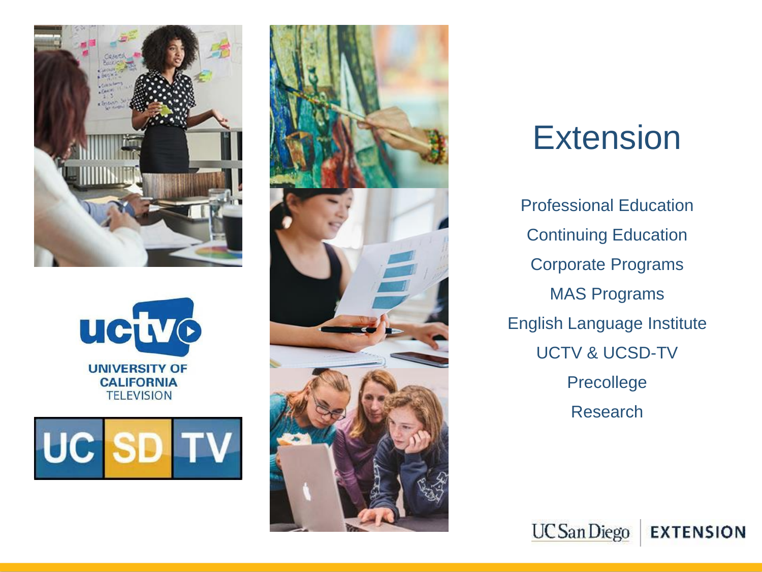# Extension

Professional Education

Continuing Education

Corporate Programs

MAS Programs

English Language Institute

UCTV & UCSD-TV

Precollege

Research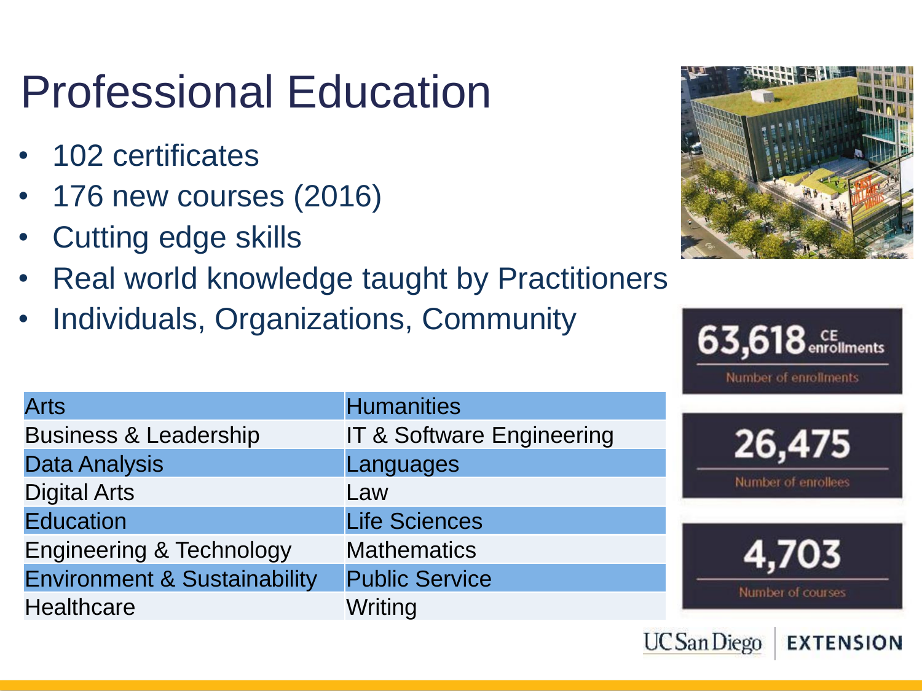# Professional Education

- 102 certificates
- 176 new courses (2016)
- Cutting edge skills
- Real world knowledge taught by Practitioners
- Individuals, Organizations, Community

| Arts | Humanities |
|---|---|
| Business & Leadership | IT & Software Engineering |
| Data Analysis | Languages |
| Digital Arts | Law |
| Education | Life Sciences |
| Engineering & Technology | Mathematics |
| Environment & Sustainability | Public Service |
| Healthcare | Writing |

**63,618** CE enrollments
Number of enrollments

**26,475**
Number of enrollees

**4,703**
Number of courses

UC San Diego | EXTENSION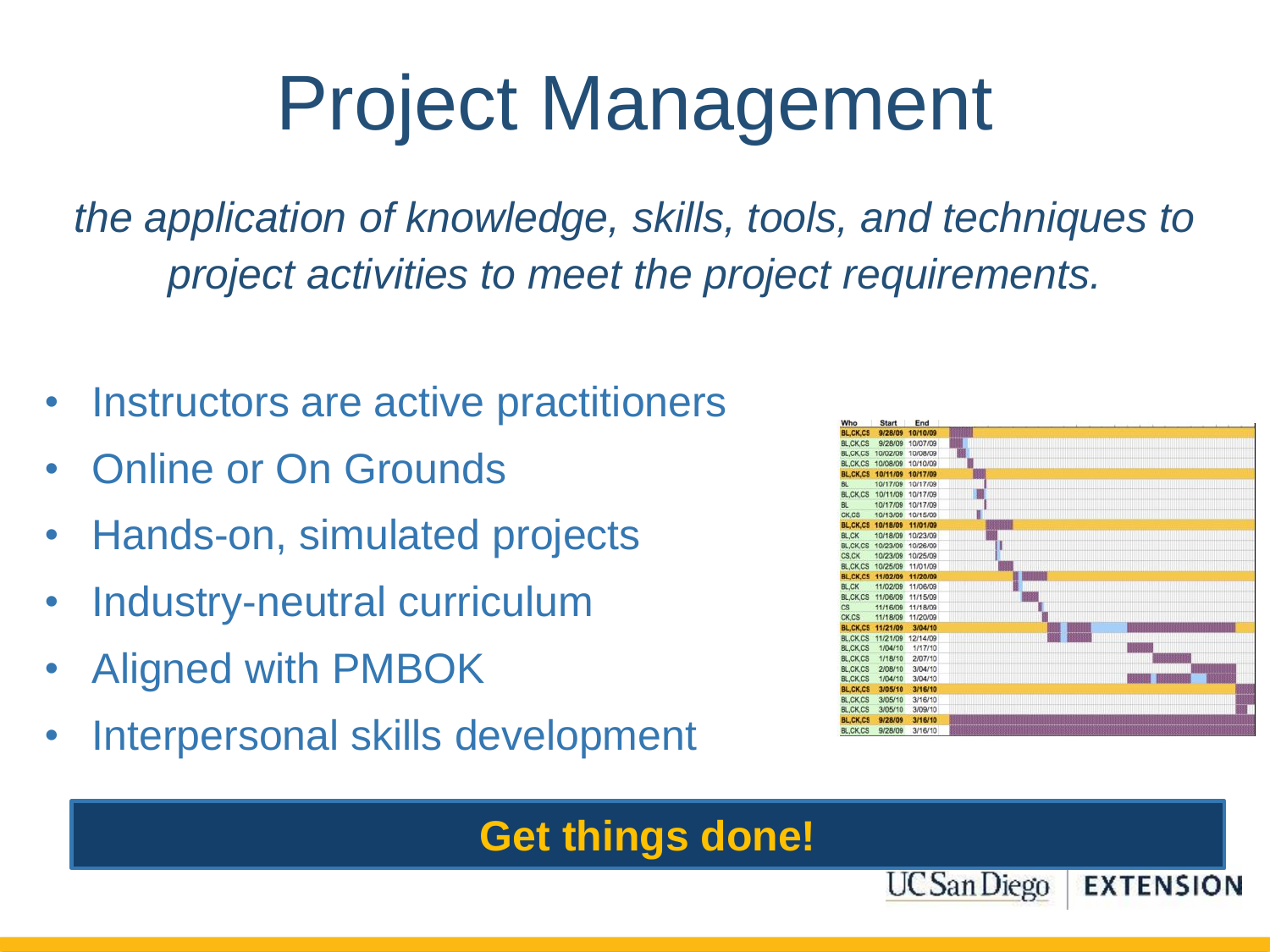# Project Management

*the application of knowledge, skills, tools, and techniques to project activities to meet the project requirements.*

- Instructors are active practitioners
- Online or On Grounds
- Hands-on, simulated projects
- Industry-neutral curriculum
- Aligned with PMBOK
- Interpersonal skills development

| Who | Start | End |
| --- | --- | --- |
| BL,CK,CS | 9/28/09 | 10/10/09 |
| BL,CK,CS | 9/28/09 | 10/07/09 |
| BL,CK,CS | 10/02/09 | 10/08/09 |
| BL,CK,CS | 10/08/09 | 10/10/09 |
| BL,CK,CS | 10/11/09 | 10/17/09 |
| BL | 10/17/09 | 10/17/09 |
| BL,CK,CS | 10/11/09 | 10/17/09 |
| BL | 10/17/09 | 10/17/09 |
| CK,CS | 10/13/09 | 10/15/09 |
| BL,CK,CS | 10/18/09 | 11/01/09 |
| BL,CK | 10/18/09 | 10/23/09 |
| BL,CK,CS | 10/23/09 | 10/26/09 |
| CS,CK | 10/23/09 | 10/25/09 |
| BL,CK,CS | 10/25/09 | 11/01/09 |
| BL,CK,CS | 11/02/09 | 11/20/09 |
| BL,CK | 11/02/09 | 11/06/09 |
| BL,CK,CS | 11/06/09 | 11/15/09 |
| CS | 11/16/09 | 11/18/09 |
| CK,CS | 11/18/09 | 11/20/09 |
| BL,CK,CS | 11/21/09 | 3/04/10 |
| BL,CK,CS | 11/21/09 | 12/14/09 |
| BL,CK,CS | 1/04/10 | 1/17/10 |
| BL,CK,CS | 1/18/10 | 2/07/10 |
| BL,CK,CS | 2/08/10 | 3/04/10 |
| BL,CK,CS | 1/04/10 | 3/04/10 |
| BL,CK,CS | 3/05/10 | 3/16/10 |
| BL,CK,CS | 3/05/10 | 3/16/10 |
| BL,CK,CS | 3/05/10 | 3/09/10 |
| BL,CK,CS | 9/28/09 | 3/16/10 |
| BL,CK,CS | 9/28/09 | 3/16/10 |

**Get things done!**

UC San Diego EXTENSION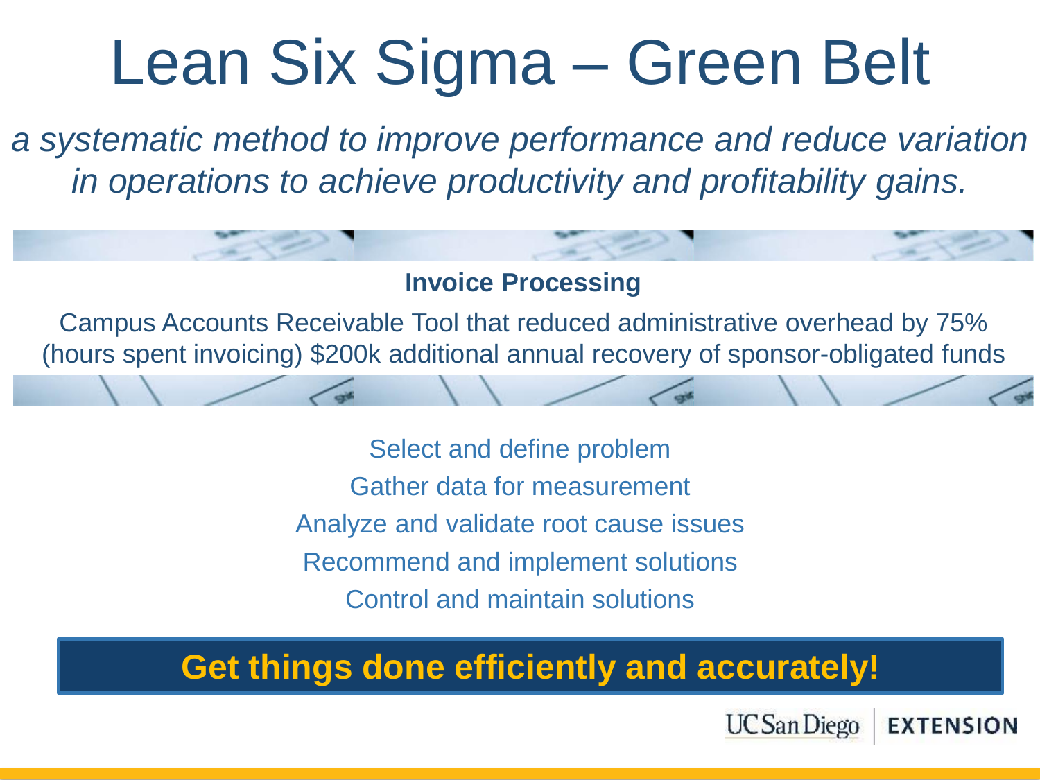# Lean Six Sigma – Green Belt

*a systematic method to improve performance and reduce variation in operations to achieve productivity and profitability gains.*

**Invoice Processing**

Campus Accounts Receivable Tool that reduced administrative overhead by 75% (hours spent invoicing) $200k additional annual recovery of sponsor-obligated funds

Select and define problem

Gather data for measurement

Analyze and validate root cause issues

Recommend and implement solutions

Control and maintain solutions

**Get things done efficiently and accurately!**

UC San Diego | EXTENSION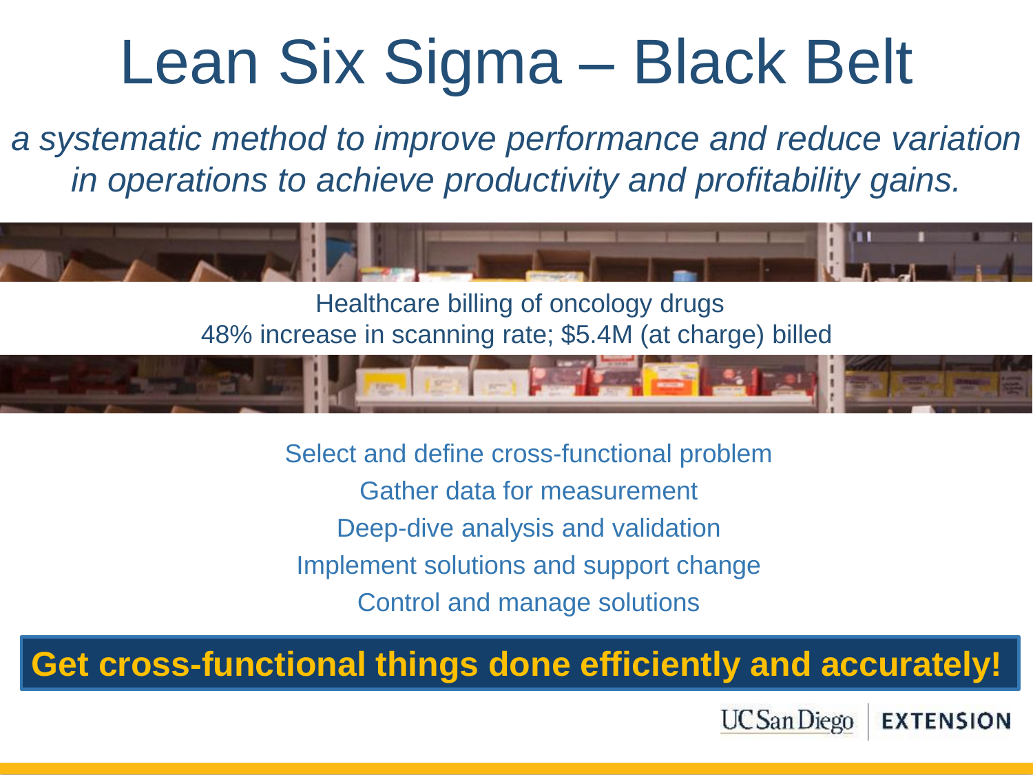# Lean Six Sigma – Black Belt

*a systematic method to improve performance and reduce variation in operations to achieve productivity and profitability gains.*

Healthcare billing of oncology drugs
48% increase in scanning rate; $5.4M (at charge) billed

Select and define cross-functional problem
Gather data for measurement
Deep-dive analysis and validation
Implement solutions and support change
Control and manage solutions

**Get cross-functional things done efficiently and accurately!**

UC San Diego | EXTENSION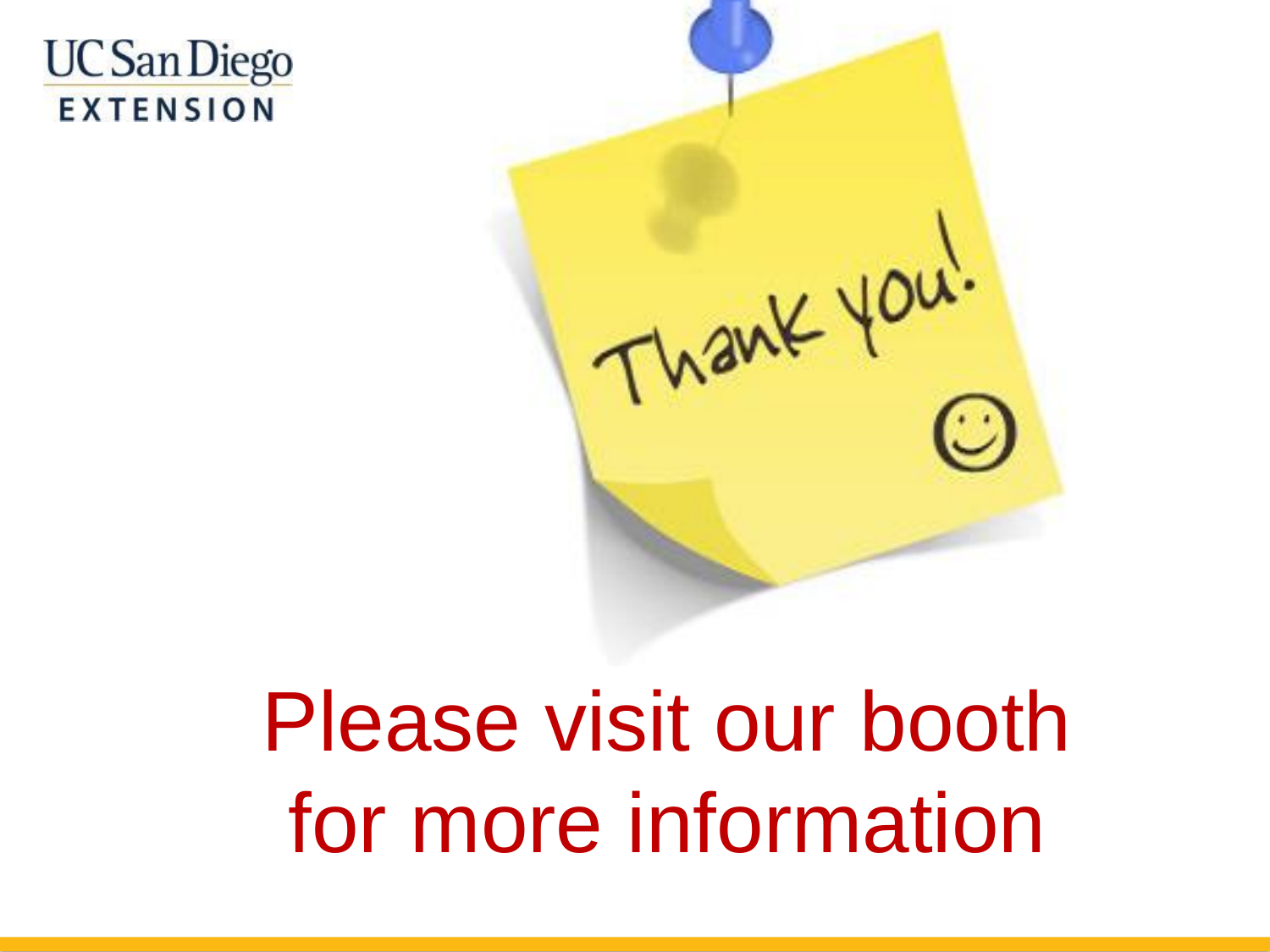Thank you!

Please visit our booth for more information